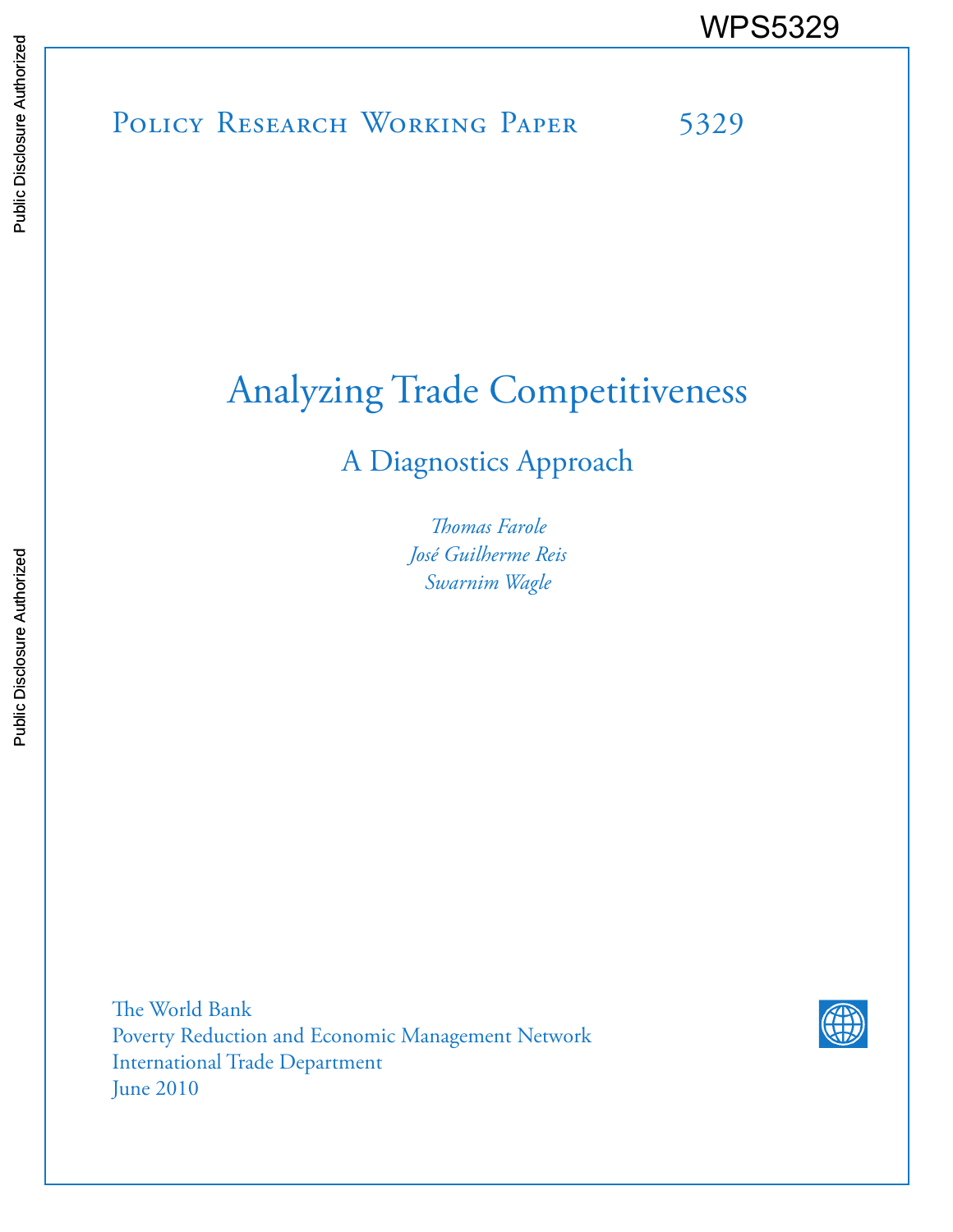WPS5329

Policy Research Working Paper 5329

# Analyzing Trade Competitiveness

## A Diagnostics Approach

*Thomas Farole*
*José Guilherme Reis*
*Swarnim Wagle*

The World Bank
Poverty Reduction and Economic Management Network
International Trade Department
June 2010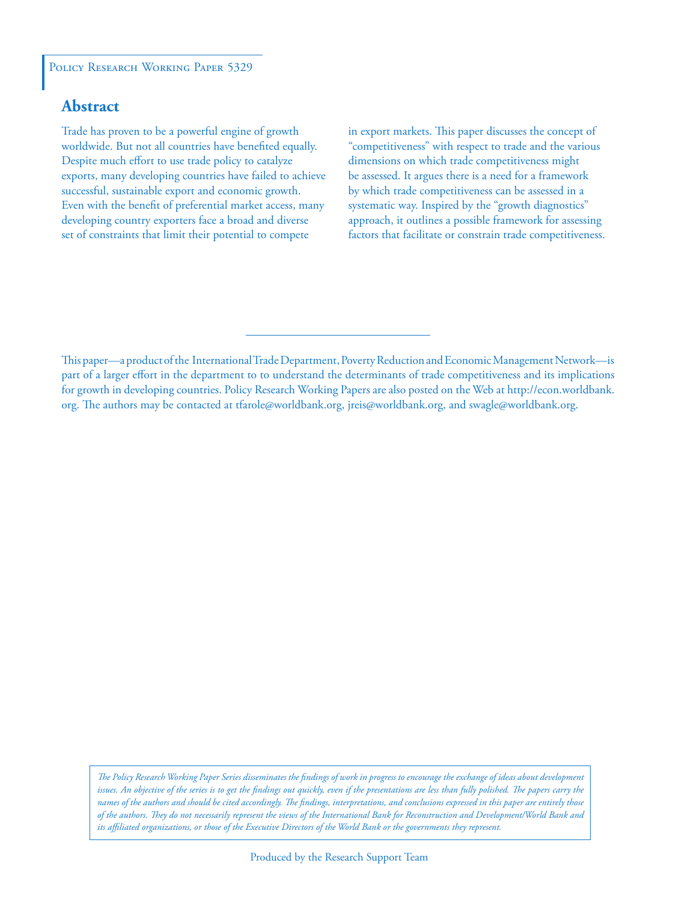Policy Research Working Paper 5329

## Abstract

Trade has proven to be a powerful engine of growth worldwide. But not all countries have benefited equally. Despite much effort to use trade policy to catalyze exports, many developing countries have failed to achieve successful, sustainable export and economic growth. Even with the benefit of preferential market access, many developing country exporters face a broad and diverse set of constraints that limit their potential to compete in export markets. This paper discusses the concept of "competitiveness" with respect to trade and the various dimensions on which trade competitiveness might be assessed. It argues there is a need for a framework by which trade competitiveness can be assessed in a systematic way. Inspired by the "growth diagnostics" approach, it outlines a possible framework for assessing factors that facilitate or constrain trade competitiveness.

This paper—a product of the International Trade Department, Poverty Reduction and Economic Management Network—is part of a larger effort in the department to to understand the determinants of trade competitiveness and its implications for growth in developing countries. Policy Research Working Papers are also posted on the Web at http://econ.worldbank.org. The authors may be contacted at tfarole@worldbank.org, jreis@worldbank.org, and swagle@worldbank.org.

*The Policy Research Working Paper Series disseminates the findings of work in progress to encourage the exchange of ideas about development issues. An objective of the series is to get the findings out quickly, even if the presentations are less than fully polished. The papers carry the names of the authors and should be cited accordingly. The findings, interpretations, and conclusions expressed in this paper are entirely those of the authors. They do not necessarily represent the views of the International Bank for Reconstruction and Development/World Bank and its affiliated organizations, or those of the Executive Directors of the World Bank or the governments they represent.*

Produced by the Research Support Team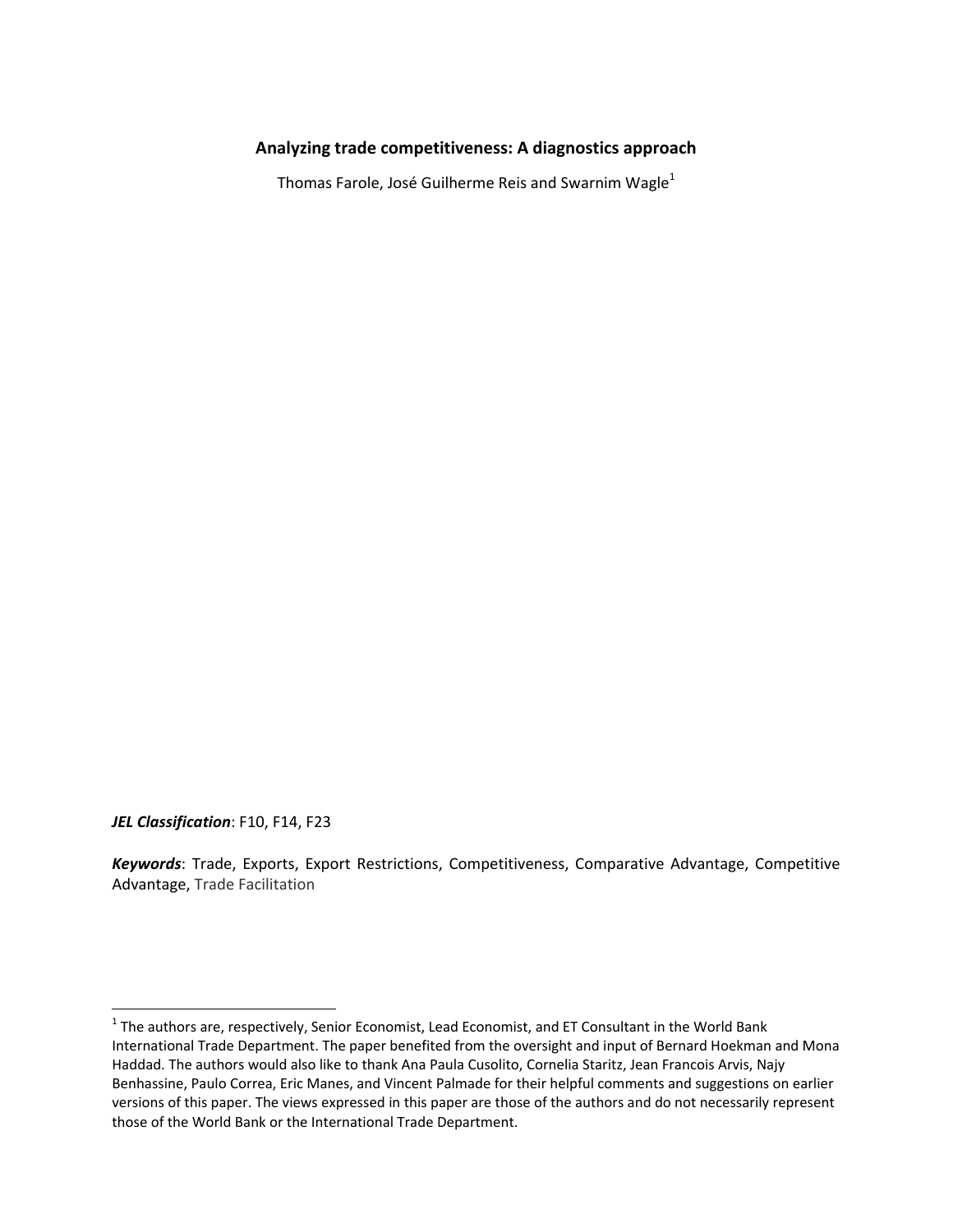**Analyzing trade competitiveness: A diagnostics approach**

Thomas Farole, José Guilherme Reis and Swarnim Wagle[1]

***JEL Classification***: F10, F14, F23

***Keywords***: Trade, Exports, Export Restrictions, Competitiveness, Comparative Advantage, Competitive Advantage, Trade Facilitation

---

[1] The authors are, respectively, Senior Economist, Lead Economist, and ET Consultant in the World Bank International Trade Department. The paper benefited from the oversight and input of Bernard Hoekman and Mona Haddad. The authors would also like to thank Ana Paula Cusolito, Cornelia Staritz, Jean Francois Arvis, Najy Benhassine, Paulo Correa, Eric Manes, and Vincent Palmade for their helpful comments and suggestions on earlier versions of this paper. The views expressed in this paper are those of the authors and do not necessarily represent those of the World Bank or the International Trade Department.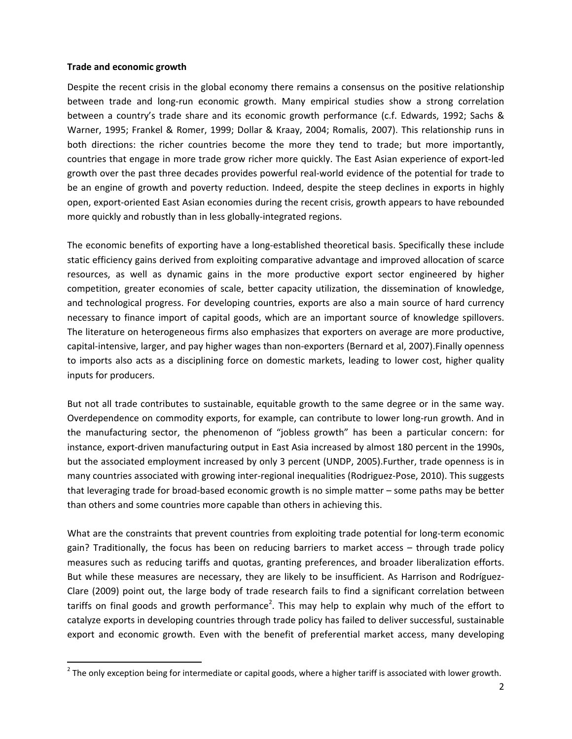**Trade and economic growth**

Despite the recent crisis in the global economy there remains a consensus on the positive relationship between trade and long-run economic growth. Many empirical studies show a strong correlation between a country's trade share and its economic growth performance (c.f. Edwards, 1992; Sachs & Warner, 1995; Frankel & Romer, 1999; Dollar & Kraay, 2004; Romalis, 2007). This relationship runs in both directions: the richer countries become the more they tend to trade; but more importantly, countries that engage in more trade grow richer more quickly. The East Asian experience of export-led growth over the past three decades provides powerful real-world evidence of the potential for trade to be an engine of growth and poverty reduction. Indeed, despite the steep declines in exports in highly open, export-oriented East Asian economies during the recent crisis, growth appears to have rebounded more quickly and robustly than in less globally-integrated regions.

The economic benefits of exporting have a long-established theoretical basis. Specifically these include static efficiency gains derived from exploiting comparative advantage and improved allocation of scarce resources, as well as dynamic gains in the more productive export sector engineered by higher competition, greater economies of scale, better capacity utilization, the dissemination of knowledge, and technological progress. For developing countries, exports are also a main source of hard currency necessary to finance import of capital goods, which are an important source of knowledge spillovers. The literature on heterogeneous firms also emphasizes that exporters on average are more productive, capital-intensive, larger, and pay higher wages than non-exporters (Bernard et al, 2007).Finally openness to imports also acts as a disciplining force on domestic markets, leading to lower cost, higher quality inputs for producers.

But not all trade contributes to sustainable, equitable growth to the same degree or in the same way. Overdependence on commodity exports, for example, can contribute to lower long-run growth. And in the manufacturing sector, the phenomenon of "jobless growth" has been a particular concern: for instance, export-driven manufacturing output in East Asia increased by almost 180 percent in the 1990s, but the associated employment increased by only 3 percent (UNDP, 2005).Further, trade openness is in many countries associated with growing inter-regional inequalities (Rodriguez-Pose, 2010). This suggests that leveraging trade for broad-based economic growth is no simple matter – some paths may be better than others and some countries more capable than others in achieving this.

What are the constraints that prevent countries from exploiting trade potential for long-term economic gain? Traditionally, the focus has been on reducing barriers to market access – through trade policy measures such as reducing tariffs and quotas, granting preferences, and broader liberalization efforts. But while these measures are necessary, they are likely to be insufficient. As Harrison and Rodríguez-Clare (2009) point out, the large body of trade research fails to find a significant correlation between tariffs on final goods and growth performance[2]. This may help to explain why much of the effort to catalyze exports in developing countries through trade policy has failed to deliver successful, sustainable export and economic growth. Even with the benefit of preferential market access, many developing

[2] The only exception being for intermediate or capital goods, where a higher tariff is associated with lower growth.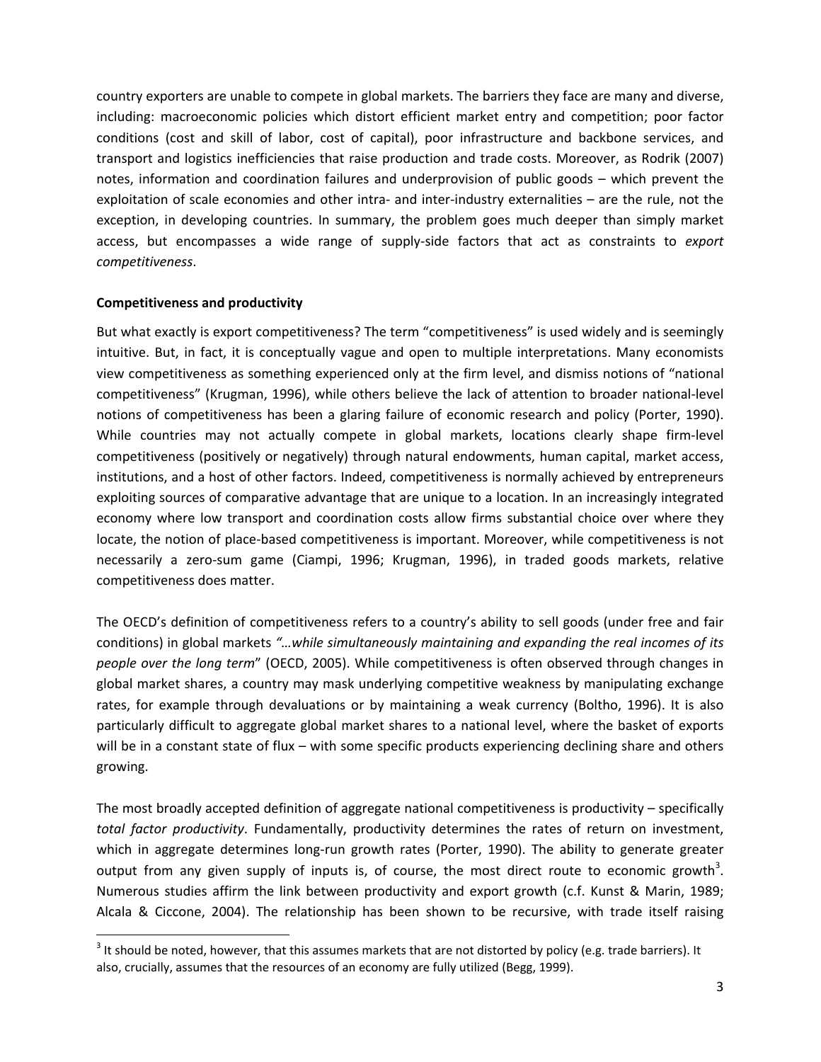country exporters are unable to compete in global markets. The barriers they face are many and diverse, including: macroeconomic policies which distort efficient market entry and competition; poor factor conditions (cost and skill of labor, cost of capital), poor infrastructure and backbone services, and transport and logistics inefficiencies that raise production and trade costs. Moreover, as Rodrik (2007) notes, information and coordination failures and underprovision of public goods – which prevent the exploitation of scale economies and other intra- and inter-industry externalities – are the rule, not the exception, in developing countries. In summary, the problem goes much deeper than simply market access, but encompasses a wide range of supply-side factors that act as constraints to *export competitiveness*.

**Competitiveness and productivity**

But what exactly is export competitiveness? The term "competitiveness" is used widely and is seemingly intuitive. But, in fact, it is conceptually vague and open to multiple interpretations. Many economists view competitiveness as something experienced only at the firm level, and dismiss notions of "national competitiveness" (Krugman, 1996), while others believe the lack of attention to broader national-level notions of competitiveness has been a glaring failure of economic research and policy (Porter, 1990). While countries may not actually compete in global markets, locations clearly shape firm-level competitiveness (positively or negatively) through natural endowments, human capital, market access, institutions, and a host of other factors. Indeed, competitiveness is normally achieved by entrepreneurs exploiting sources of comparative advantage that are unique to a location. In an increasingly integrated economy where low transport and coordination costs allow firms substantial choice over where they locate, the notion of place-based competitiveness is important. Moreover, while competitiveness is not necessarily a zero-sum game (Ciampi, 1996; Krugman, 1996), in traded goods markets, relative competitiveness does matter.

The OECD's definition of competitiveness refers to a country's ability to sell goods (under free and fair conditions) in global markets *"…while simultaneously maintaining and expanding the real incomes of its people over the long term*" (OECD, 2005). While competitiveness is often observed through changes in global market shares, a country may mask underlying competitive weakness by manipulating exchange rates, for example through devaluations or by maintaining a weak currency (Boltho, 1996). It is also particularly difficult to aggregate global market shares to a national level, where the basket of exports will be in a constant state of flux – with some specific products experiencing declining share and others growing.

The most broadly accepted definition of aggregate national competitiveness is productivity – specifically *total factor productivity*. Fundamentally, productivity determines the rates of return on investment, which in aggregate determines long-run growth rates (Porter, 1990). The ability to generate greater output from any given supply of inputs is, of course, the most direct route to economic growth[3]. Numerous studies affirm the link between productivity and export growth (c.f. Kunst & Marin, 1989; Alcala & Ciccone, 2004). The relationship has been shown to be recursive, with trade itself raising

[3] It should be noted, however, that this assumes markets that are not distorted by policy (e.g. trade barriers). It also, crucially, assumes that the resources of an economy are fully utilized (Begg, 1999).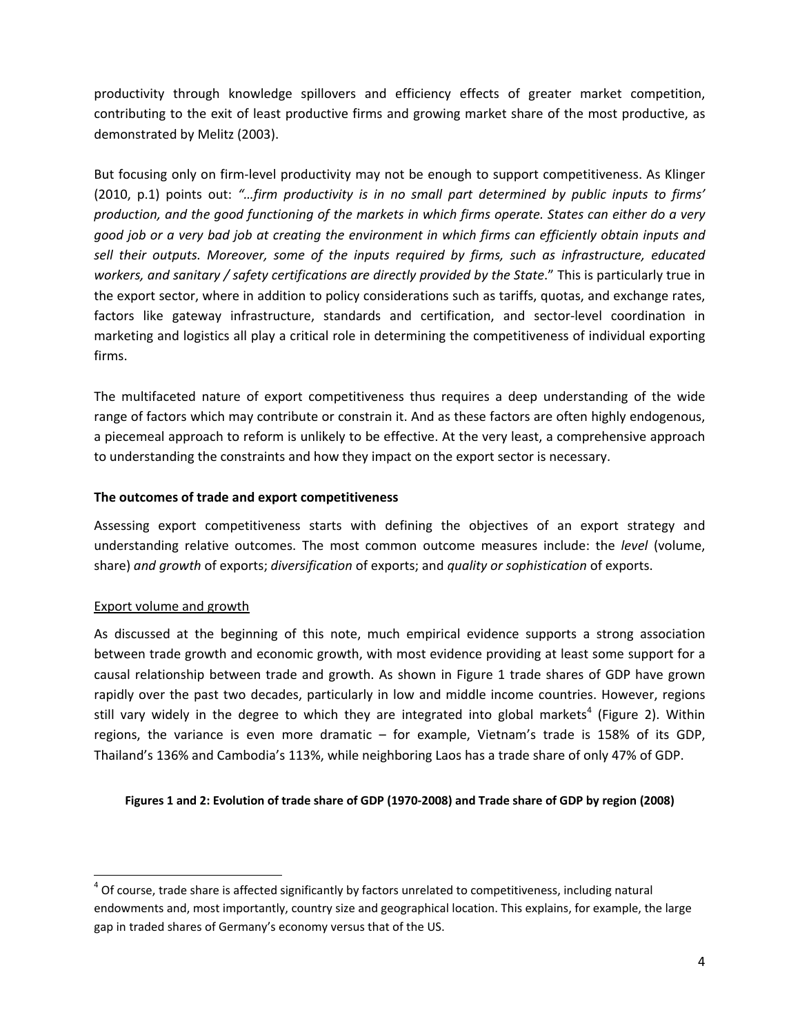productivity through knowledge spillovers and efficiency effects of greater market competition, contributing to the exit of least productive firms and growing market share of the most productive, as demonstrated by Melitz (2003).

But focusing only on firm-level productivity may not be enough to support competitiveness. As Klinger (2010, p.1) points out: *"…firm productivity is in no small part determined by public inputs to firms' production, and the good functioning of the markets in which firms operate. States can either do a very good job or a very bad job at creating the environment in which firms can efficiently obtain inputs and sell their outputs. Moreover, some of the inputs required by firms, such as infrastructure, educated workers, and sanitary / safety certifications are directly provided by the State*." This is particularly true in the export sector, where in addition to policy considerations such as tariffs, quotas, and exchange rates, factors like gateway infrastructure, standards and certification, and sector-level coordination in marketing and logistics all play a critical role in determining the competitiveness of individual exporting firms.

The multifaceted nature of export competitiveness thus requires a deep understanding of the wide range of factors which may contribute or constrain it. And as these factors are often highly endogenous, a piecemeal approach to reform is unlikely to be effective. At the very least, a comprehensive approach to understanding the constraints and how they impact on the export sector is necessary.

**The outcomes of trade and export competitiveness**

Assessing export competitiveness starts with defining the objectives of an export strategy and understanding relative outcomes. The most common outcome measures include: the *level* (volume, share) *and growth* of exports; *diversification* of exports; and *quality or sophistication* of exports.

<u>Export volume and growth</u>

As discussed at the beginning of this note, much empirical evidence supports a strong association between trade growth and economic growth, with most evidence providing at least some support for a causal relationship between trade and growth. As shown in Figure 1 trade shares of GDP have grown rapidly over the past two decades, particularly in low and middle income countries. However, regions still vary widely in the degree to which they are integrated into global markets[4] (Figure 2). Within regions, the variance is even more dramatic – for example, Vietnam's trade is 158% of its GDP, Thailand's 136% and Cambodia's 113%, while neighboring Laos has a trade share of only 47% of GDP.

**Figures 1 and 2: Evolution of trade share of GDP (1970-2008) and Trade share of GDP by region (2008)**

[4] Of course, trade share is affected significantly by factors unrelated to competitiveness, including natural endowments and, most importantly, country size and geographical location. This explains, for example, the large gap in traded shares of Germany's economy versus that of the US.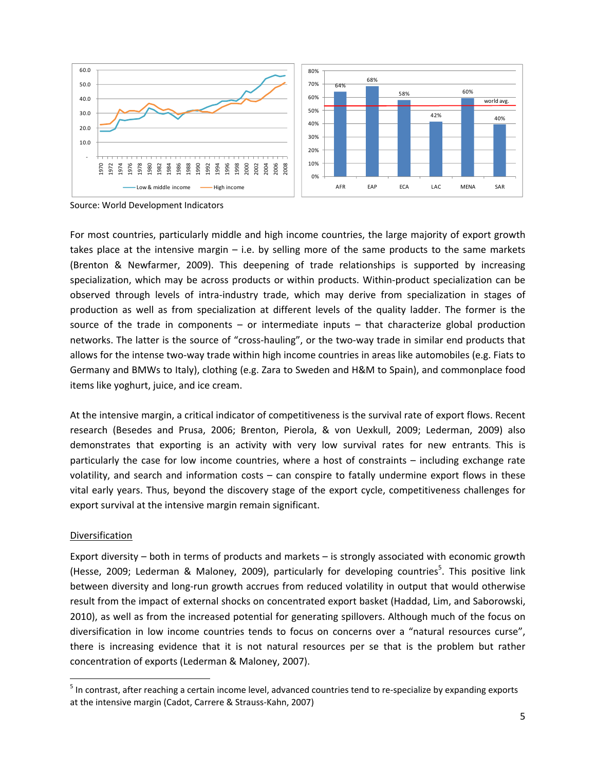Source: World Development Indicators

For most countries, particularly middle and high income countries, the large majority of export growth takes place at the intensive margin – i.e. by selling more of the same products to the same markets (Brenton & Newfarmer, 2009). This deepening of trade relationships is supported by increasing specialization, which may be across products or within products. Within-product specialization can be observed through levels of intra-industry trade, which may derive from specialization in stages of production as well as from specialization at different levels of the quality ladder. The former is the source of the trade in components – or intermediate inputs – that characterize global production networks. The latter is the source of "cross-hauling", or the two-way trade in similar end products that allows for the intense two-way trade within high income countries in areas like automobiles (e.g. Fiats to Germany and BMWs to Italy), clothing (e.g. Zara to Sweden and H&M to Spain), and commonplace food items like yoghurt, juice, and ice cream.

At the intensive margin, a critical indicator of competitiveness is the survival rate of export flows. Recent research (Besedes and Prusa, 2006; Brenton, Pierola, & von Uexkull, 2009; Lederman, 2009) also demonstrates that exporting is an activity with very low survival rates for new entrants. This is particularly the case for low income countries, where a host of constraints – including exchange rate volatility, and search and information costs – can conspire to fatally undermine export flows in these vital early years. Thus, beyond the discovery stage of the export cycle, competitiveness challenges for export survival at the intensive margin remain significant.

## Diversification

Export diversity – both in terms of products and markets – is strongly associated with economic growth (Hesse, 2009; Lederman & Maloney, 2009), particularly for developing countries[5]. This positive link between diversity and long-run growth accrues from reduced volatility in output that would otherwise result from the impact of external shocks on concentrated export basket (Haddad, Lim, and Saborowski, 2010), as well as from the increased potential for generating spillovers. Although much of the focus on diversification in low income countries tends to focus on concerns over a "natural resources curse", there is increasing evidence that it is not natural resources per se that is the problem but rather concentration of exports (Lederman & Maloney, 2007).

[5] In contrast, after reaching a certain income level, advanced countries tend to re-specialize by expanding exports at the intensive margin (Cadot, Carrere & Strauss-Kahn, 2007)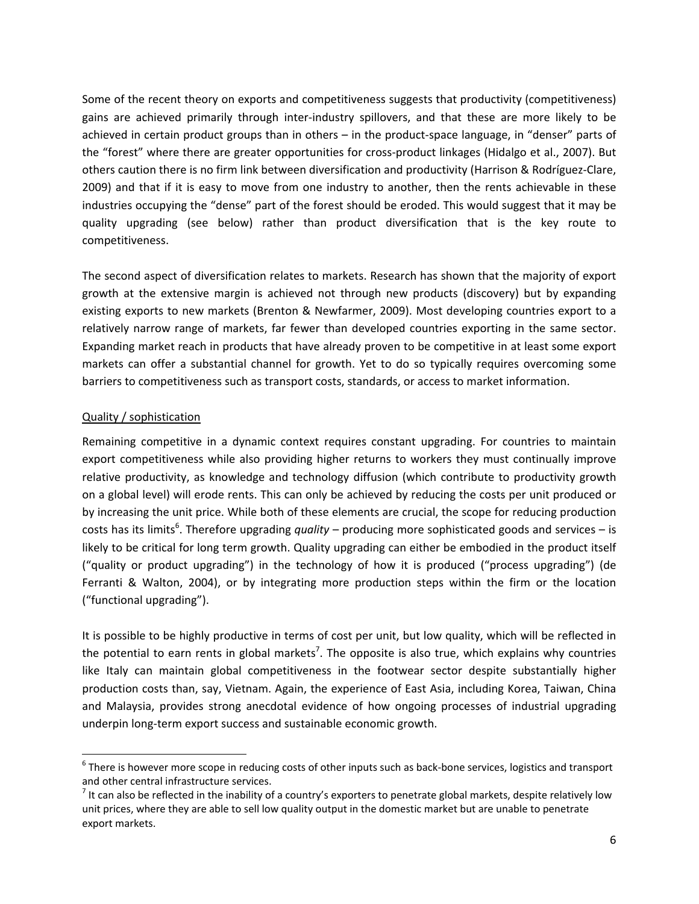Some of the recent theory on exports and competitiveness suggests that productivity (competitiveness) gains are achieved primarily through inter-industry spillovers, and that these are more likely to be achieved in certain product groups than in others – in the product-space language, in "denser" parts of the "forest" where there are greater opportunities for cross-product linkages (Hidalgo et al., 2007). But others caution there is no firm link between diversification and productivity (Harrison & Rodríguez-Clare, 2009) and that if it is easy to move from one industry to another, then the rents achievable in these industries occupying the "dense" part of the forest should be eroded. This would suggest that it may be quality upgrading (see below) rather than product diversification that is the key route to competitiveness.

The second aspect of diversification relates to markets. Research has shown that the majority of export growth at the extensive margin is achieved not through new products (discovery) but by expanding existing exports to new markets (Brenton & Newfarmer, 2009). Most developing countries export to a relatively narrow range of markets, far fewer than developed countries exporting in the same sector. Expanding market reach in products that have already proven to be competitive in at least some export markets can offer a substantial channel for growth. Yet to do so typically requires overcoming some barriers to competitiveness such as transport costs, standards, or access to market information.

Quality / sophistication

Remaining competitive in a dynamic context requires constant upgrading. For countries to maintain export competitiveness while also providing higher returns to workers they must continually improve relative productivity, as knowledge and technology diffusion (which contribute to productivity growth on a global level) will erode rents. This can only be achieved by reducing the costs per unit produced or by increasing the unit price. While both of these elements are crucial, the scope for reducing production costs has its limits[6]. Therefore upgrading *quality* – producing more sophisticated goods and services – is likely to be critical for long term growth. Quality upgrading can either be embodied in the product itself ("quality or product upgrading") in the technology of how it is produced ("process upgrading") (de Ferranti & Walton, 2004), or by integrating more production steps within the firm or the location ("functional upgrading").

It is possible to be highly productive in terms of cost per unit, but low quality, which will be reflected in the potential to earn rents in global markets[7]. The opposite is also true, which explains why countries like Italy can maintain global competitiveness in the footwear sector despite substantially higher production costs than, say, Vietnam. Again, the experience of East Asia, including Korea, Taiwan, China and Malaysia, provides strong anecdotal evidence of how ongoing processes of industrial upgrading underpin long-term export success and sustainable economic growth.

---

[6] There is however more scope in reducing costs of other inputs such as back-bone services, logistics and transport and other central infrastructure services.

[7] It can also be reflected in the inability of a country's exporters to penetrate global markets, despite relatively low unit prices, where they are able to sell low quality output in the domestic market but are unable to penetrate export markets.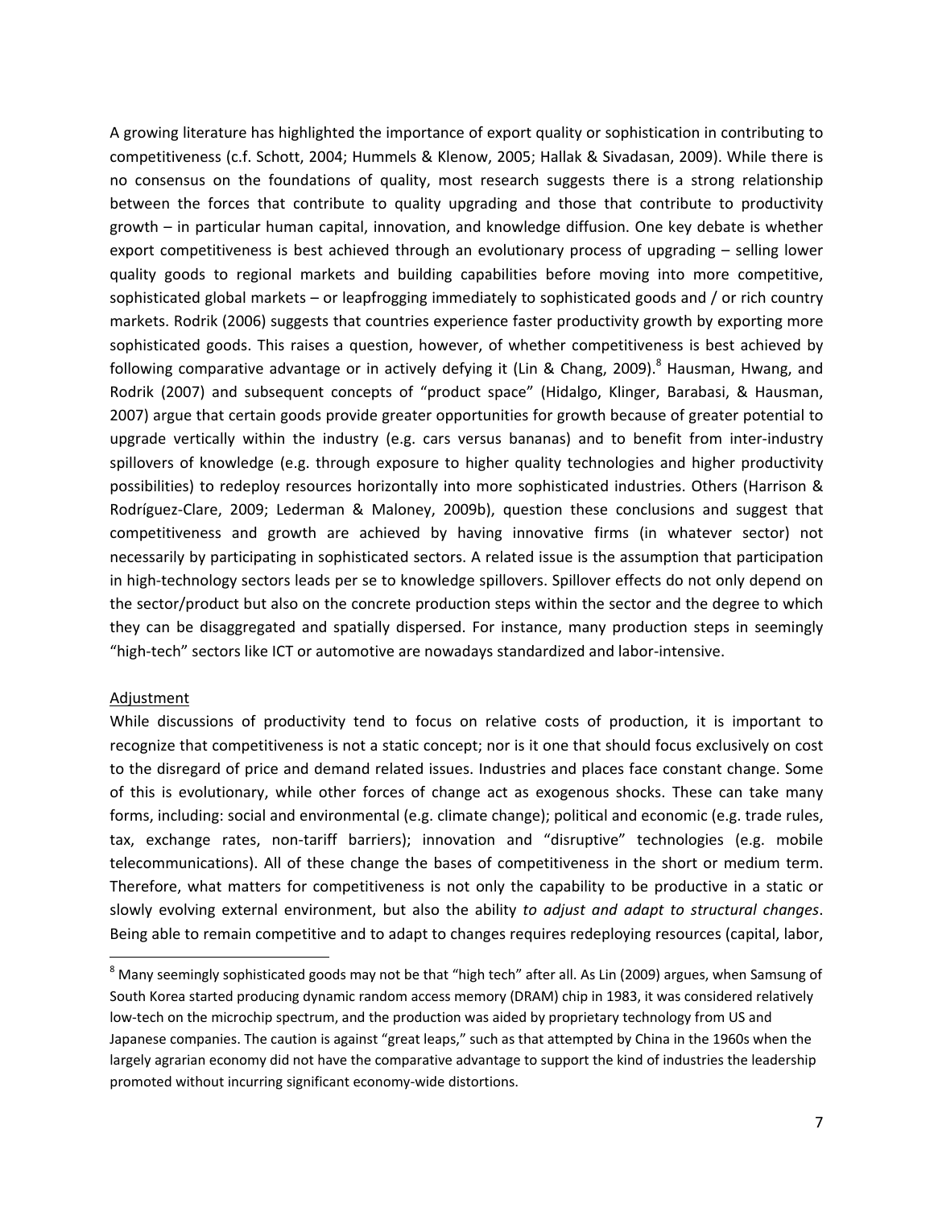A growing literature has highlighted the importance of export quality or sophistication in contributing to competitiveness (c.f. Schott, 2004; Hummels & Klenow, 2005; Hallak & Sivadasan, 2009). While there is no consensus on the foundations of quality, most research suggests there is a strong relationship between the forces that contribute to quality upgrading and those that contribute to productivity growth – in particular human capital, innovation, and knowledge diffusion. One key debate is whether export competitiveness is best achieved through an evolutionary process of upgrading – selling lower quality goods to regional markets and building capabilities before moving into more competitive, sophisticated global markets – or leapfrogging immediately to sophisticated goods and / or rich country markets. Rodrik (2006) suggests that countries experience faster productivity growth by exporting more sophisticated goods. This raises a question, however, of whether competitiveness is best achieved by following comparative advantage or in actively defying it (Lin & Chang, 2009).[8] Hausman, Hwang, and Rodrik (2007) and subsequent concepts of "product space" (Hidalgo, Klinger, Barabasi, & Hausman, 2007) argue that certain goods provide greater opportunities for growth because of greater potential to upgrade vertically within the industry (e.g. cars versus bananas) and to benefit from inter-industry spillovers of knowledge (e.g. through exposure to higher quality technologies and higher productivity possibilities) to redeploy resources horizontally into more sophisticated industries. Others (Harrison & Rodríguez-Clare, 2009; Lederman & Maloney, 2009b), question these conclusions and suggest that competitiveness and growth are achieved by having innovative firms (in whatever sector) not necessarily by participating in sophisticated sectors. A related issue is the assumption that participation in high-technology sectors leads per se to knowledge spillovers. Spillover effects do not only depend on the sector/product but also on the concrete production steps within the sector and the degree to which they can be disaggregated and spatially dispersed. For instance, many production steps in seemingly "high-tech" sectors like ICT or automotive are nowadays standardized and labor-intensive.

<u>Adjustment</u>

While discussions of productivity tend to focus on relative costs of production, it is important to recognize that competitiveness is not a static concept; nor is it one that should focus exclusively on cost to the disregard of price and demand related issues. Industries and places face constant change. Some of this is evolutionary, while other forces of change act as exogenous shocks. These can take many forms, including: social and environmental (e.g. climate change); political and economic (e.g. trade rules, tax, exchange rates, non-tariff barriers); innovation and "disruptive" technologies (e.g. mobile telecommunications). All of these change the bases of competitiveness in the short or medium term. Therefore, what matters for competitiveness is not only the capability to be productive in a static or slowly evolving external environment, but also the ability *to adjust and adapt to structural changes*. Being able to remain competitive and to adapt to changes requires redeploying resources (capital, labor,

[8] Many seemingly sophisticated goods may not be that "high tech" after all. As Lin (2009) argues, when Samsung of South Korea started producing dynamic random access memory (DRAM) chip in 1983, it was considered relatively low-tech on the microchip spectrum, and the production was aided by proprietary technology from US and Japanese companies. The caution is against "great leaps," such as that attempted by China in the 1960s when the largely agrarian economy did not have the comparative advantage to support the kind of industries the leadership promoted without incurring significant economy-wide distortions.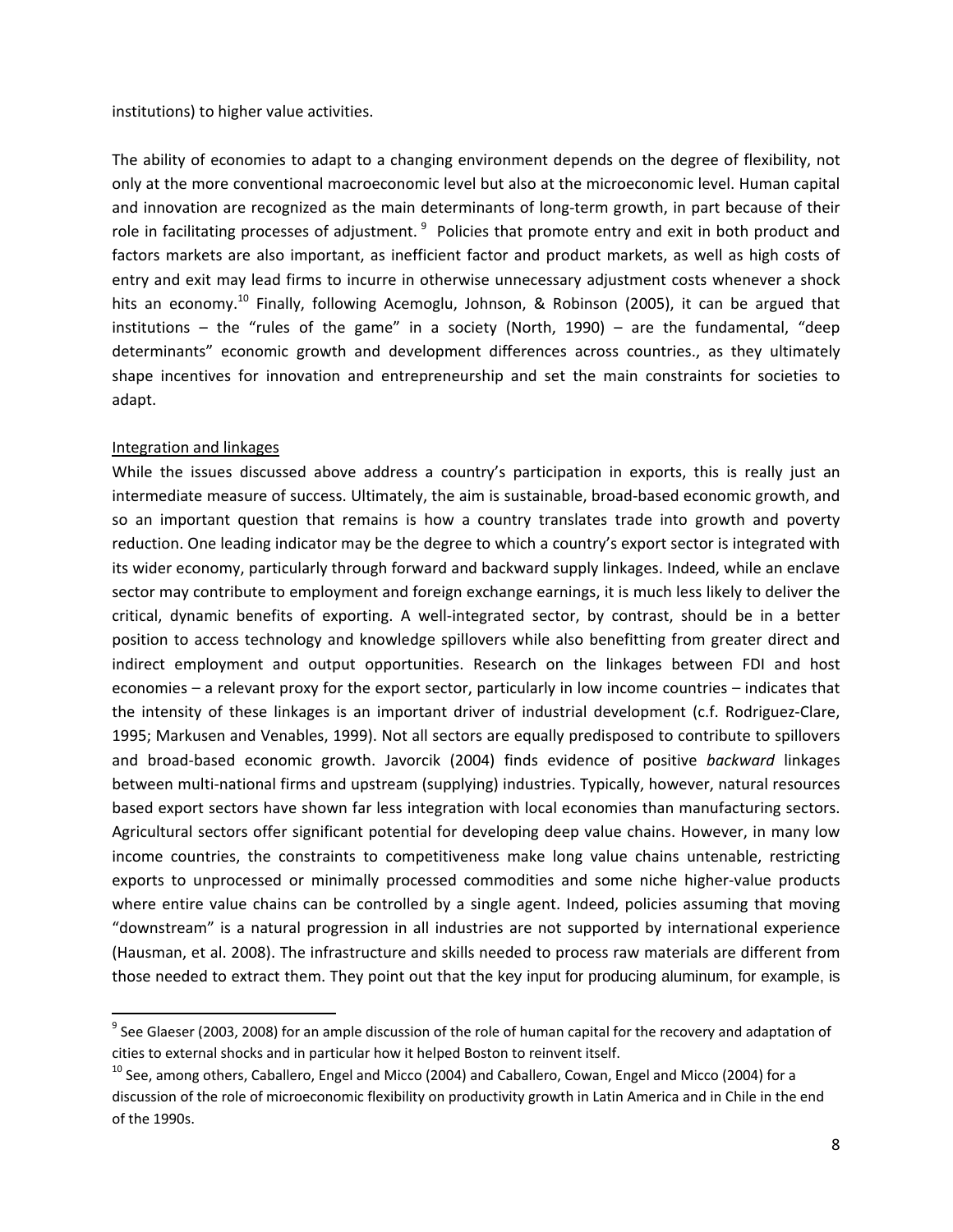institutions) to higher value activities.

The ability of economies to adapt to a changing environment depends on the degree of flexibility, not only at the more conventional macroeconomic level but also at the microeconomic level. Human capital and innovation are recognized as the main determinants of long-term growth, in part because of their role in facilitating processes of adjustment.[9] Policies that promote entry and exit in both product and factors markets are also important, as inefficient factor and product markets, as well as high costs of entry and exit may lead firms to incurre in otherwise unnecessary adjustment costs whenever a shock hits an economy.[10] Finally, following Acemoglu, Johnson, & Robinson (2005), it can be argued that institutions – the "rules of the game" in a society (North, 1990) – are the fundamental, "deep determinants" economic growth and development differences across countries., as they ultimately shape incentives for innovation and entrepreneurship and set the main constraints for societies to adapt.

Integration and linkages

While the issues discussed above address a country's participation in exports, this is really just an intermediate measure of success. Ultimately, the aim is sustainable, broad-based economic growth, and so an important question that remains is how a country translates trade into growth and poverty reduction. One leading indicator may be the degree to which a country's export sector is integrated with its wider economy, particularly through forward and backward supply linkages. Indeed, while an enclave sector may contribute to employment and foreign exchange earnings, it is much less likely to deliver the critical, dynamic benefits of exporting. A well-integrated sector, by contrast, should be in a better position to access technology and knowledge spillovers while also benefitting from greater direct and indirect employment and output opportunities. Research on the linkages between FDI and host economies – a relevant proxy for the export sector, particularly in low income countries – indicates that the intensity of these linkages is an important driver of industrial development (c.f. Rodriguez-Clare, 1995; Markusen and Venables, 1999). Not all sectors are equally predisposed to contribute to spillovers and broad-based economic growth. Javorcik (2004) finds evidence of positive *backward* linkages between multi-national firms and upstream (supplying) industries. Typically, however, natural resources based export sectors have shown far less integration with local economies than manufacturing sectors. Agricultural sectors offer significant potential for developing deep value chains. However, in many low income countries, the constraints to competitiveness make long value chains untenable, restricting exports to unprocessed or minimally processed commodities and some niche higher-value products where entire value chains can be controlled by a single agent. Indeed, policies assuming that moving "downstream" is a natural progression in all industries are not supported by international experience (Hausman, et al. 2008). The infrastructure and skills needed to process raw materials are different from those needed to extract them. They point out that the key input for producing aluminum, for example, is

[9] See Glaeser (2003, 2008) for an ample discussion of the role of human capital for the recovery and adaptation of cities to external shocks and in particular how it helped Boston to reinvent itself.

[10] See, among others, Caballero, Engel and Micco (2004) and Caballero, Cowan, Engel and Micco (2004) for a discussion of the role of microeconomic flexibility on productivity growth in Latin America and in Chile in the end of the 1990s.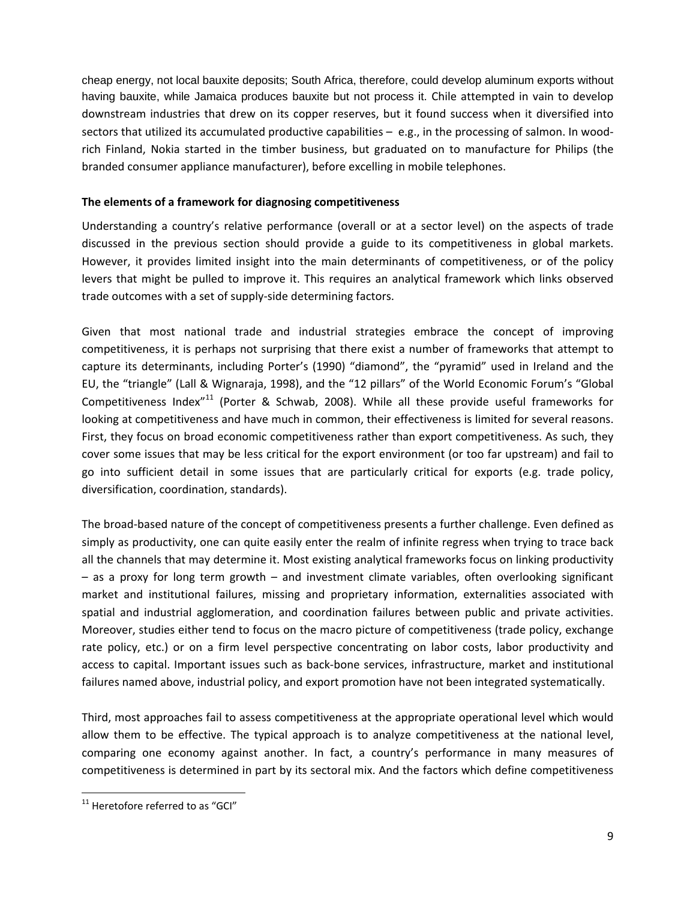cheap energy, not local bauxite deposits; South Africa, therefore, could develop aluminum exports without having bauxite, while Jamaica produces bauxite but not process it. Chile attempted in vain to develop downstream industries that drew on its copper reserves, but it found success when it diversified into sectors that utilized its accumulated productive capabilities – e.g., in the processing of salmon. In wood-rich Finland, Nokia started in the timber business, but graduated on to manufacture for Philips (the branded consumer appliance manufacturer), before excelling in mobile telephones.

**The elements of a framework for diagnosing competitiveness**

Understanding a country's relative performance (overall or at a sector level) on the aspects of trade discussed in the previous section should provide a guide to its competitiveness in global markets. However, it provides limited insight into the main determinants of competitiveness, or of the policy levers that might be pulled to improve it. This requires an analytical framework which links observed trade outcomes with a set of supply-side determining factors.

Given that most national trade and industrial strategies embrace the concept of improving competitiveness, it is perhaps not surprising that there exist a number of frameworks that attempt to capture its determinants, including Porter's (1990) "diamond", the "pyramid" used in Ireland and the EU, the "triangle" (Lall & Wignaraja, 1998), and the "12 pillars" of the World Economic Forum's "Global Competitiveness Index"[11] (Porter & Schwab, 2008). While all these provide useful frameworks for looking at competitiveness and have much in common, their effectiveness is limited for several reasons. First, they focus on broad economic competitiveness rather than export competitiveness. As such, they cover some issues that may be less critical for the export environment (or too far upstream) and fail to go into sufficient detail in some issues that are particularly critical for exports (e.g. trade policy, diversification, coordination, standards).

The broad-based nature of the concept of competitiveness presents a further challenge. Even defined as simply as productivity, one can quite easily enter the realm of infinite regress when trying to trace back all the channels that may determine it. Most existing analytical frameworks focus on linking productivity – as a proxy for long term growth – and investment climate variables, often overlooking significant market and institutional failures, missing and proprietary information, externalities associated with spatial and industrial agglomeration, and coordination failures between public and private activities. Moreover, studies either tend to focus on the macro picture of competitiveness (trade policy, exchange rate policy, etc.) or on a firm level perspective concentrating on labor costs, labor productivity and access to capital. Important issues such as back-bone services, infrastructure, market and institutional failures named above, industrial policy, and export promotion have not been integrated systematically.

Third, most approaches fail to assess competitiveness at the appropriate operational level which would allow them to be effective. The typical approach is to analyze competitiveness at the national level, comparing one economy against another. In fact, a country's performance in many measures of competitiveness is determined in part by its sectoral mix. And the factors which define competitiveness

[11] Heretofore referred to as "GCI"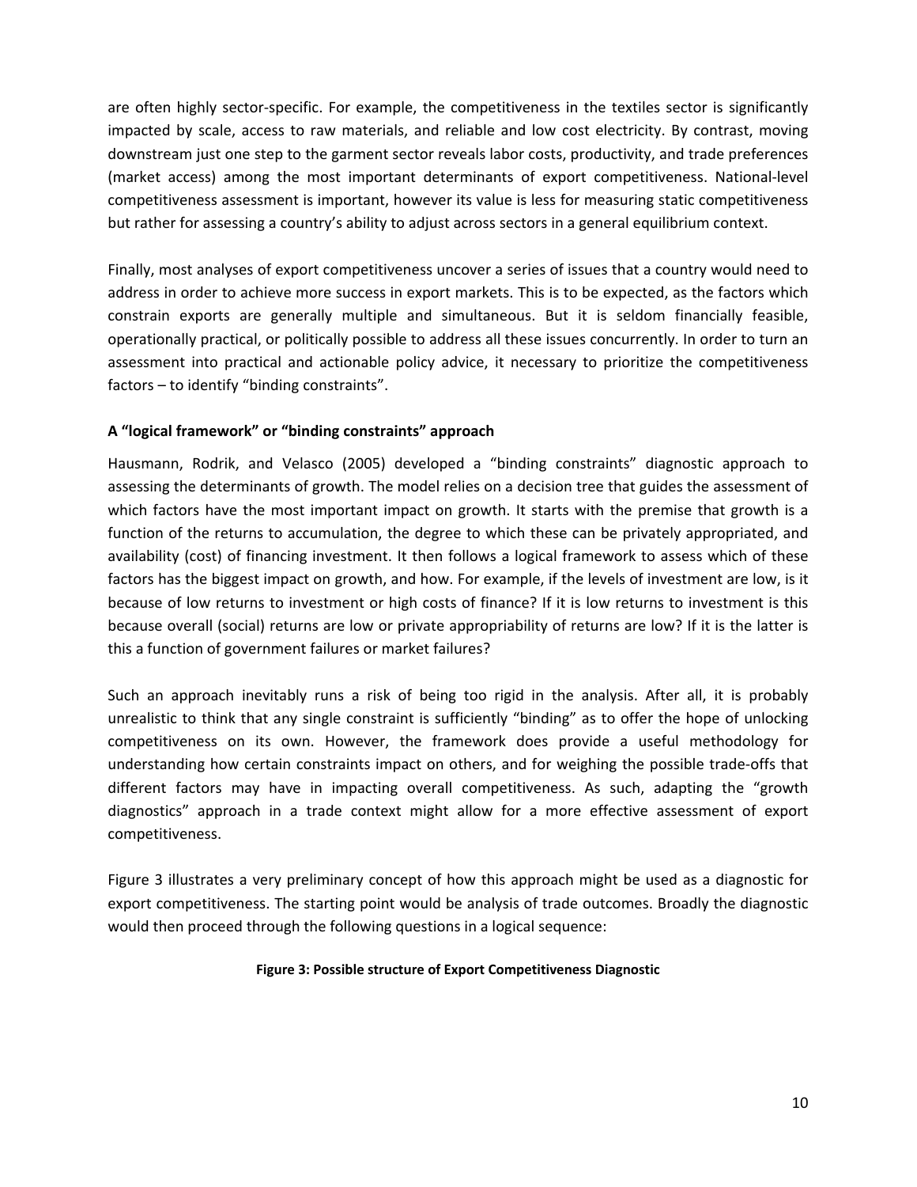are often highly sector-specific. For example, the competitiveness in the textiles sector is significantly impacted by scale, access to raw materials, and reliable and low cost electricity. By contrast, moving downstream just one step to the garment sector reveals labor costs, productivity, and trade preferences (market access) among the most important determinants of export competitiveness. National-level competitiveness assessment is important, however its value is less for measuring static competitiveness but rather for assessing a country's ability to adjust across sectors in a general equilibrium context.

Finally, most analyses of export competitiveness uncover a series of issues that a country would need to address in order to achieve more success in export markets. This is to be expected, as the factors which constrain exports are generally multiple and simultaneous. But it is seldom financially feasible, operationally practical, or politically possible to address all these issues concurrently. In order to turn an assessment into practical and actionable policy advice, it necessary to prioritize the competitiveness factors – to identify "binding constraints".

**A "logical framework" or "binding constraints" approach**

Hausmann, Rodrik, and Velasco (2005) developed a "binding constraints" diagnostic approach to assessing the determinants of growth. The model relies on a decision tree that guides the assessment of which factors have the most important impact on growth. It starts with the premise that growth is a function of the returns to accumulation, the degree to which these can be privately appropriated, and availability (cost) of financing investment. It then follows a logical framework to assess which of these factors has the biggest impact on growth, and how. For example, if the levels of investment are low, is it because of low returns to investment or high costs of finance? If it is low returns to investment is this because overall (social) returns are low or private appropriability of returns are low? If it is the latter is this a function of government failures or market failures?

Such an approach inevitably runs a risk of being too rigid in the analysis. After all, it is probably unrealistic to think that any single constraint is sufficiently "binding" as to offer the hope of unlocking competitiveness on its own. However, the framework does provide a useful methodology for understanding how certain constraints impact on others, and for weighing the possible trade-offs that different factors may have in impacting overall competitiveness. As such, adapting the "growth diagnostics" approach in a trade context might allow for a more effective assessment of export competitiveness.

Figure 3 illustrates a very preliminary concept of how this approach might be used as a diagnostic for export competitiveness. The starting point would be analysis of trade outcomes. Broadly the diagnostic would then proceed through the following questions in a logical sequence:

**Figure 3: Possible structure of Export Competitiveness Diagnostic**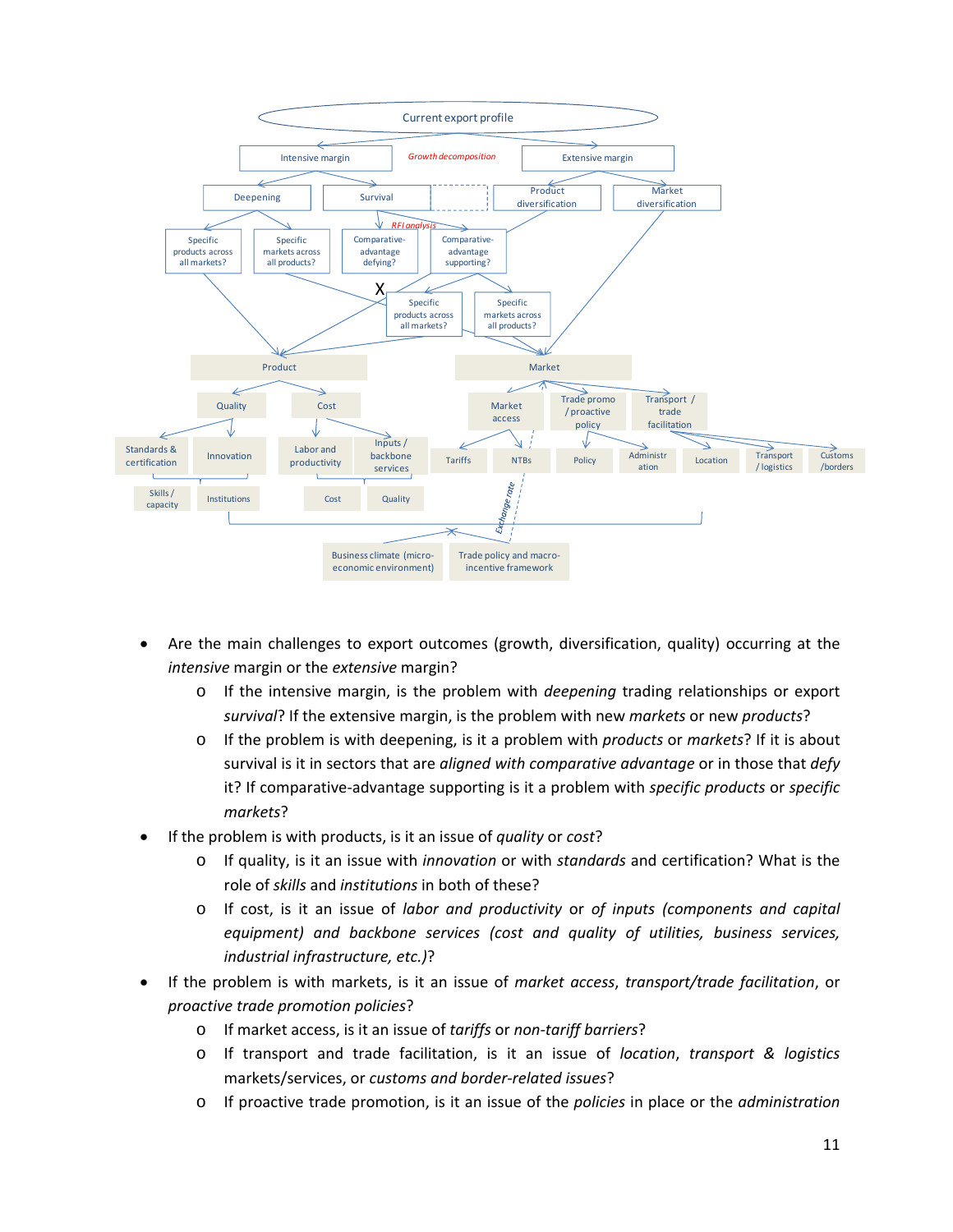- Are the main challenges to export outcomes (growth, diversification, quality) occurring at the *intensive* margin or the *extensive* margin?
    - If the intensive margin, is the problem with *deepening* trading relationships or export *survival*? If the extensive margin, is the problem with new *markets* or new *products*?
    - If the problem is with deepening, is it a problem with *products* or *markets*? If it is about survival is it in sectors that are *aligned with comparative advantage* or in those that *defy* it? If comparative-advantage supporting is it a problem with *specific products* or *specific markets*?
- If the problem is with products, is it an issue of *quality* or *cost*?
    - If quality, is it an issue with *innovation* or with *standards* and certification? What is the role of *skills* and *institutions* in both of these?
    - If cost, is it an issue of *labor and productivity* or *of inputs (components and capital equipment) and backbone services (cost and quality of utilities, business services, industrial infrastructure, etc.)*?
- If the problem is with markets, is it an issue of *market access*, *transport/trade facilitation*, or *proactive trade promotion policies*?
    - If market access, is it an issue of *tariffs* or *non-tariff barriers*?
    - If transport and trade facilitation, is it an issue of *location*, *transport & logistics* markets/services, or *customs and border-related issues*?
    - If proactive trade promotion, is it an issue of the *policies* in place or the *administration*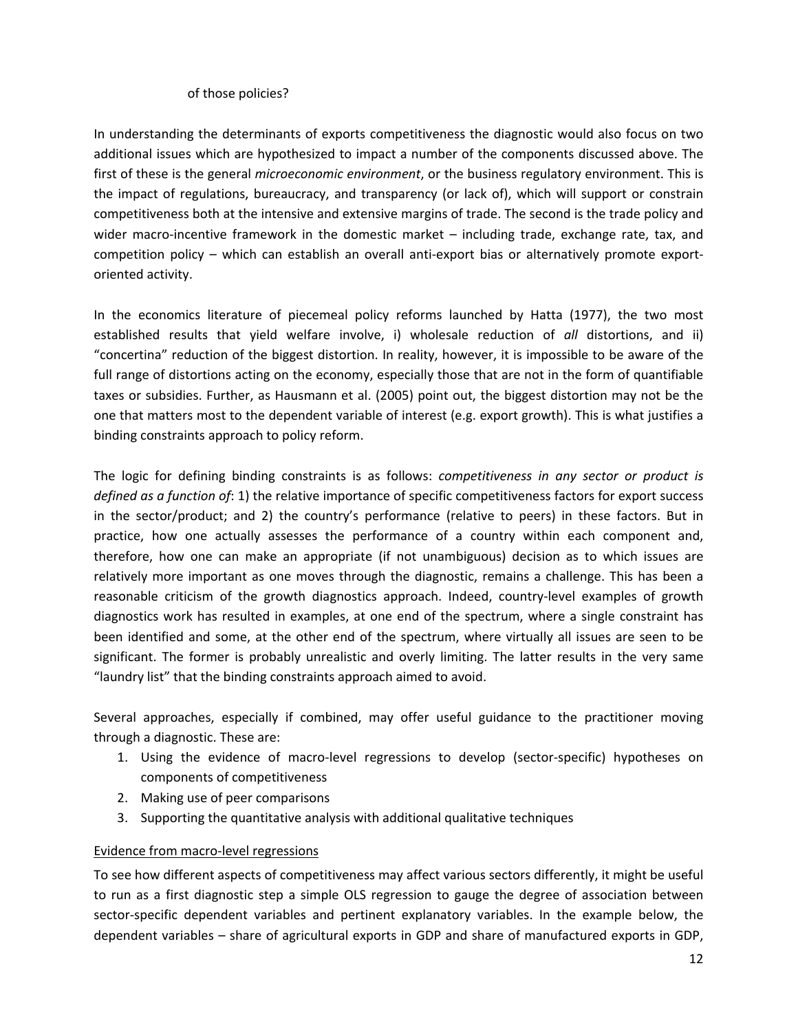of those policies?

In understanding the determinants of exports competitiveness the diagnostic would also focus on two additional issues which are hypothesized to impact a number of the components discussed above. The first of these is the general *microeconomic environment*, or the business regulatory environment. This is the impact of regulations, bureaucracy, and transparency (or lack of), which will support or constrain competitiveness both at the intensive and extensive margins of trade. The second is the trade policy and wider macro-incentive framework in the domestic market – including trade, exchange rate, tax, and competition policy – which can establish an overall anti-export bias or alternatively promote export-oriented activity.

In the economics literature of piecemeal policy reforms launched by Hatta (1977), the two most established results that yield welfare involve, i) wholesale reduction of *all* distortions, and ii) "concertina" reduction of the biggest distortion. In reality, however, it is impossible to be aware of the full range of distortions acting on the economy, especially those that are not in the form of quantifiable taxes or subsidies. Further, as Hausmann et al. (2005) point out, the biggest distortion may not be the one that matters most to the dependent variable of interest (e.g. export growth). This is what justifies a binding constraints approach to policy reform.

The logic for defining binding constraints is as follows: *competitiveness in any sector or product is defined as a function of*: 1) the relative importance of specific competitiveness factors for export success in the sector/product; and 2) the country's performance (relative to peers) in these factors. But in practice, how one actually assesses the performance of a country within each component and, therefore, how one can make an appropriate (if not unambiguous) decision as to which issues are relatively more important as one moves through the diagnostic, remains a challenge. This has been a reasonable criticism of the growth diagnostics approach. Indeed, country-level examples of growth diagnostics work has resulted in examples, at one end of the spectrum, where a single constraint has been identified and some, at the other end of the spectrum, where virtually all issues are seen to be significant. The former is probably unrealistic and overly limiting. The latter results in the very same "laundry list" that the binding constraints approach aimed to avoid.

Several approaches, especially if combined, may offer useful guidance to the practitioner moving through a diagnostic. These are:

1. Using the evidence of macro-level regressions to develop (sector-specific) hypotheses on components of competitiveness
2. Making use of peer comparisons
3. Supporting the quantitative analysis with additional qualitative techniques

<u>Evidence from macro-level regressions</u>

To see how different aspects of competitiveness may affect various sectors differently, it might be useful to run as a first diagnostic step a simple OLS regression to gauge the degree of association between sector-specific dependent variables and pertinent explanatory variables. In the example below, the dependent variables – share of agricultural exports in GDP and share of manufactured exports in GDP,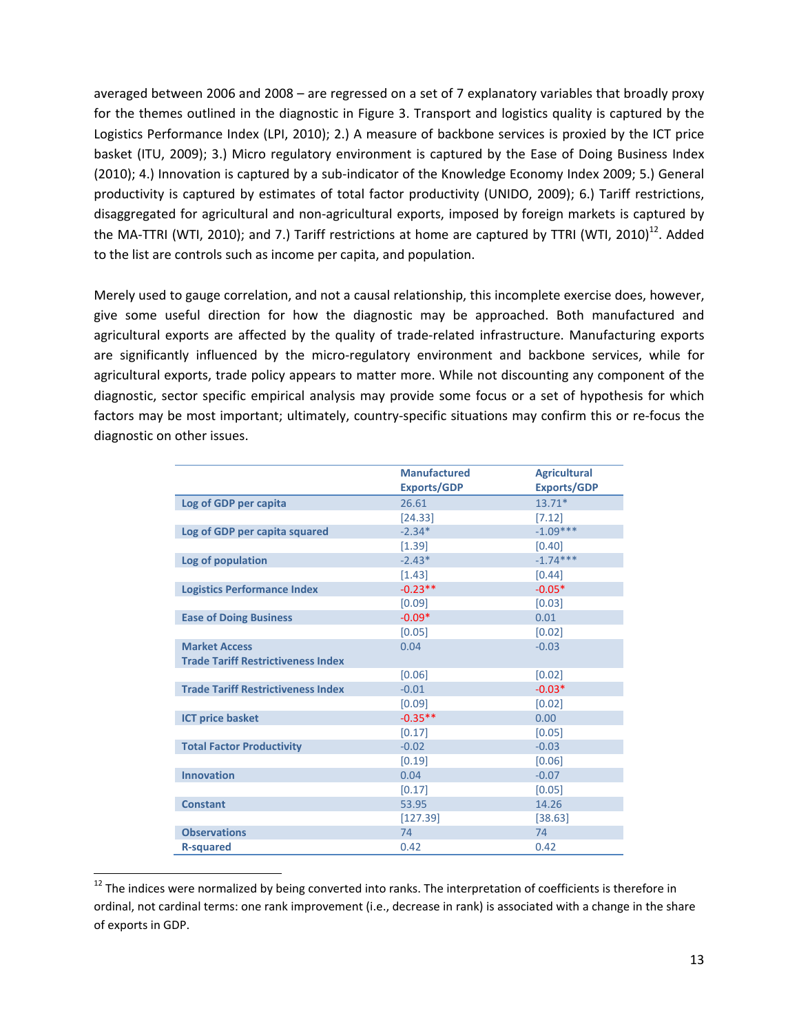averaged between 2006 and 2008 – are regressed on a set of 7 explanatory variables that broadly proxy for the themes outlined in the diagnostic in Figure 3. Transport and logistics quality is captured by the Logistics Performance Index (LPI, 2010); 2.) A measure of backbone services is proxied by the ICT price basket (ITU, 2009); 3.) Micro regulatory environment is captured by the Ease of Doing Business Index (2010); 4.) Innovation is captured by a sub-indicator of the Knowledge Economy Index 2009; 5.) General productivity is captured by estimates of total factor productivity (UNIDO, 2009); 6.) Tariff restrictions, disaggregated for agricultural and non-agricultural exports, imposed by foreign markets is captured by the MA-TTRI (WTI, 2010); and 7.) Tariff restrictions at home are captured by TTRI (WTI, 2010)[12]. Added to the list are controls such as income per capita, and population.

Merely used to gauge correlation, and not a causal relationship, this incomplete exercise does, however, give some useful direction for how the diagnostic may be approached. Both manufactured and agricultural exports are affected by the quality of trade-related infrastructure. Manufacturing exports are significantly influenced by the micro-regulatory environment and backbone services, while for agricultural exports, trade policy appears to matter more. While not discounting any component of the diagnostic, sector specific empirical analysis may provide some focus or a set of hypothesis for which factors may be most important; ultimately, country-specific situations may confirm this or re-focus the diagnostic on other issues.

| | Manufactured Exports/GDP | Agricultural Exports/GDP |
|---|---|---|
| **Log of GDP per capita** | 26.61 | 13.71* |
| | [24.33] | [7.12] |
| **Log of GDP per capita squared** | -2.34* | -1.09*** |
| | [1.39] | [0.40] |
| **Log of population** | -2.43* | -1.74*** |
| | [1.43] | [0.44] |
| **Logistics Performance Index** | -0.23** | -0.05* |
| | [0.09] | [0.03] |
| **Ease of Doing Business** | -0.09* | 0.01 |
| | [0.05] | [0.02] |
| **Market Access Trade Tariff Restrictiveness Index** | 0.04 | -0.03 |
| | [0.06] | [0.02] |
| **Trade Tariff Restrictiveness Index** | -0.01 | -0.03* |
| | [0.09] | [0.02] |
| **ICT price basket** | -0.35** | 0.00 |
| | [0.17] | [0.05] |
| **Total Factor Productivity** | -0.02 | -0.03 |
| | [0.19] | [0.06] |
| **Innovation** | 0.04 | -0.07 |
| | [0.17] | [0.05] |
| **Constant** | 53.95 | 14.26 |
| | [127.39] | [38.63] |
| **Observations** | 74 | 74 |
| **R-squared** | 0.42 | 0.42 |

[12] The indices were normalized by being converted into ranks. The interpretation of coefficients is therefore in ordinal, not cardinal terms: one rank improvement (i.e., decrease in rank) is associated with a change in the share of exports in GDP.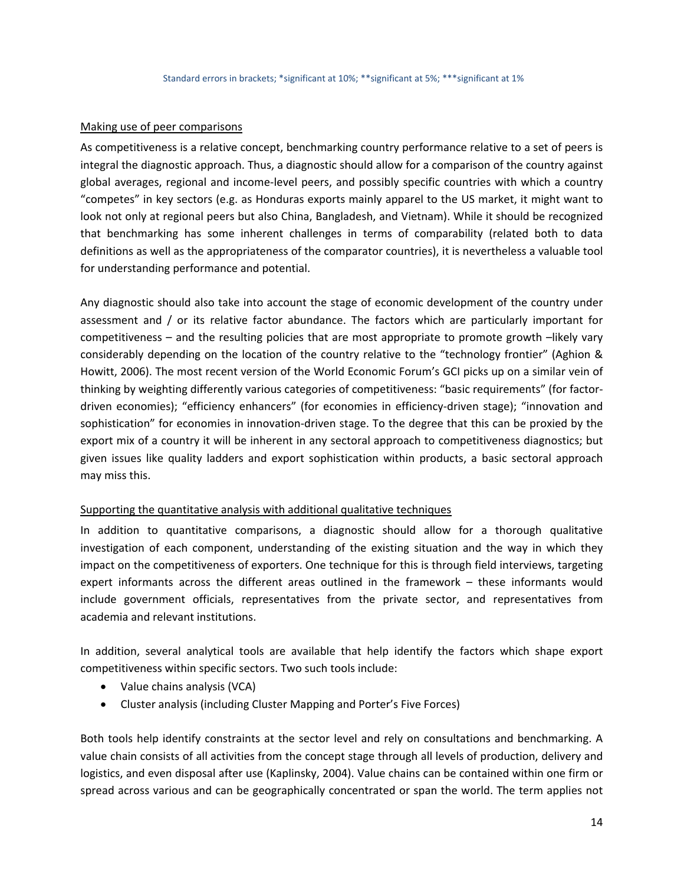Standard errors in brackets; *significant at 10%; **significant at 5%; ***significant at 1%

Making use of peer comparisons

As competitiveness is a relative concept, benchmarking country performance relative to a set of peers is integral the diagnostic approach. Thus, a diagnostic should allow for a comparison of the country against global averages, regional and income-level peers, and possibly specific countries with which a country "competes" in key sectors (e.g. as Honduras exports mainly apparel to the US market, it might want to look not only at regional peers but also China, Bangladesh, and Vietnam). While it should be recognized that benchmarking has some inherent challenges in terms of comparability (related both to data definitions as well as the appropriateness of the comparator countries), it is nevertheless a valuable tool for understanding performance and potential.

Any diagnostic should also take into account the stage of economic development of the country under assessment and / or its relative factor abundance. The factors which are particularly important for competitiveness – and the resulting policies that are most appropriate to promote growth –likely vary considerably depending on the location of the country relative to the "technology frontier" (Aghion & Howitt, 2006). The most recent version of the World Economic Forum's GCI picks up on a similar vein of thinking by weighting differently various categories of competitiveness: "basic requirements" (for factor-driven economies); "efficiency enhancers" (for economies in efficiency-driven stage); "innovation and sophistication" for economies in innovation-driven stage. To the degree that this can be proxied by the export mix of a country it will be inherent in any sectoral approach to competitiveness diagnostics; but given issues like quality ladders and export sophistication within products, a basic sectoral approach may miss this.

Supporting the quantitative analysis with additional qualitative techniques

In addition to quantitative comparisons, a diagnostic should allow for a thorough qualitative investigation of each component, understanding of the existing situation and the way in which they impact on the competitiveness of exporters. One technique for this is through field interviews, targeting expert informants across the different areas outlined in the framework – these informants would include government officials, representatives from the private sector, and representatives from academia and relevant institutions.

In addition, several analytical tools are available that help identify the factors which shape export competitiveness within specific sectors. Two such tools include:

- Value chains analysis (VCA)
- Cluster analysis (including Cluster Mapping and Porter's Five Forces)

Both tools help identify constraints at the sector level and rely on consultations and benchmarking. A value chain consists of all activities from the concept stage through all levels of production, delivery and logistics, and even disposal after use (Kaplinsky, 2004). Value chains can be contained within one firm or spread across various and can be geographically concentrated or span the world. The term applies not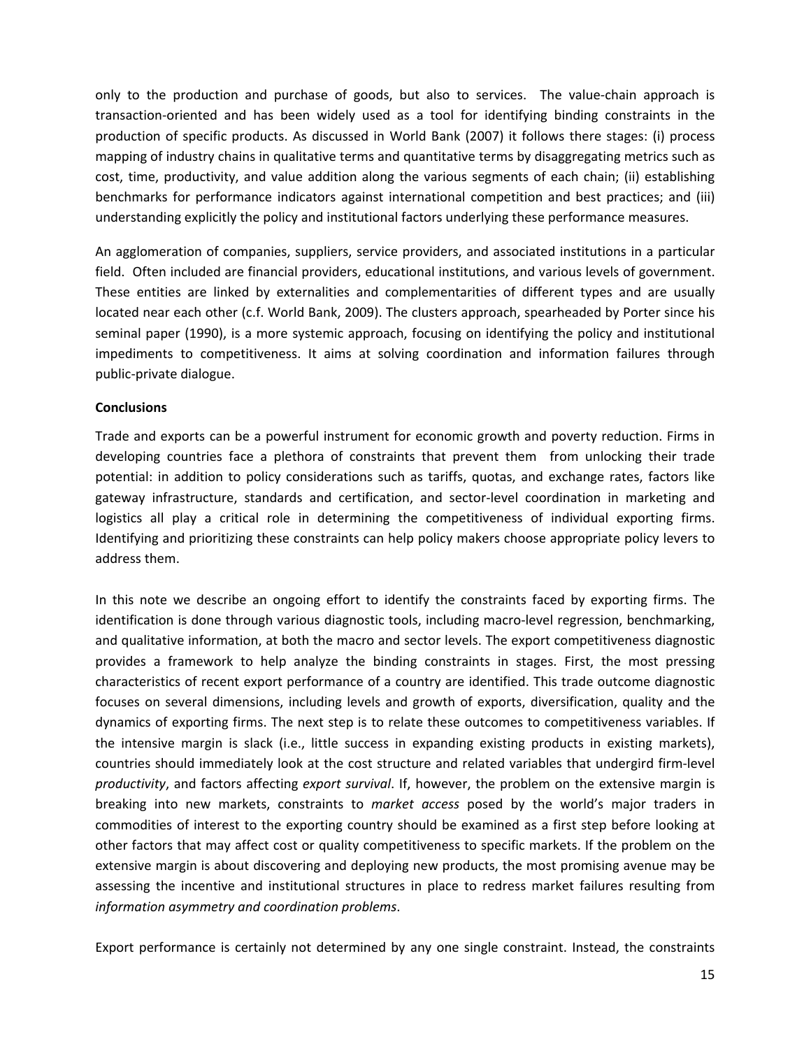only to the production and purchase of goods, but also to services. The value-chain approach is transaction-oriented and has been widely used as a tool for identifying binding constraints in the production of specific products. As discussed in World Bank (2007) it follows there stages: (i) process mapping of industry chains in qualitative terms and quantitative terms by disaggregating metrics such as cost, time, productivity, and value addition along the various segments of each chain; (ii) establishing benchmarks for performance indicators against international competition and best practices; and (iii) understanding explicitly the policy and institutional factors underlying these performance measures.

An agglomeration of companies, suppliers, service providers, and associated institutions in a particular field. Often included are financial providers, educational institutions, and various levels of government. These entities are linked by externalities and complementarities of different types and are usually located near each other (c.f. World Bank, 2009). The clusters approach, spearheaded by Porter since his seminal paper (1990), is a more systemic approach, focusing on identifying the policy and institutional impediments to competitiveness. It aims at solving coordination and information failures through public-private dialogue.

**Conclusions**

Trade and exports can be a powerful instrument for economic growth and poverty reduction. Firms in developing countries face a plethora of constraints that prevent them from unlocking their trade potential: in addition to policy considerations such as tariffs, quotas, and exchange rates, factors like gateway infrastructure, standards and certification, and sector-level coordination in marketing and logistics all play a critical role in determining the competitiveness of individual exporting firms. Identifying and prioritizing these constraints can help policy makers choose appropriate policy levers to address them.

In this note we describe an ongoing effort to identify the constraints faced by exporting firms. The identification is done through various diagnostic tools, including macro-level regression, benchmarking, and qualitative information, at both the macro and sector levels. The export competitiveness diagnostic provides a framework to help analyze the binding constraints in stages. First, the most pressing characteristics of recent export performance of a country are identified. This trade outcome diagnostic focuses on several dimensions, including levels and growth of exports, diversification, quality and the dynamics of exporting firms. The next step is to relate these outcomes to competitiveness variables. If the intensive margin is slack (i.e., little success in expanding existing products in existing markets), countries should immediately look at the cost structure and related variables that undergird firm-level *productivity*, and factors affecting *export survival*. If, however, the problem on the extensive margin is breaking into new markets, constraints to *market access* posed by the world's major traders in commodities of interest to the exporting country should be examined as a first step before looking at other factors that may affect cost or quality competitiveness to specific markets. If the problem on the extensive margin is about discovering and deploying new products, the most promising avenue may be assessing the incentive and institutional structures in place to redress market failures resulting from *information asymmetry and coordination problems*.

Export performance is certainly not determined by any one single constraint. Instead, the constraints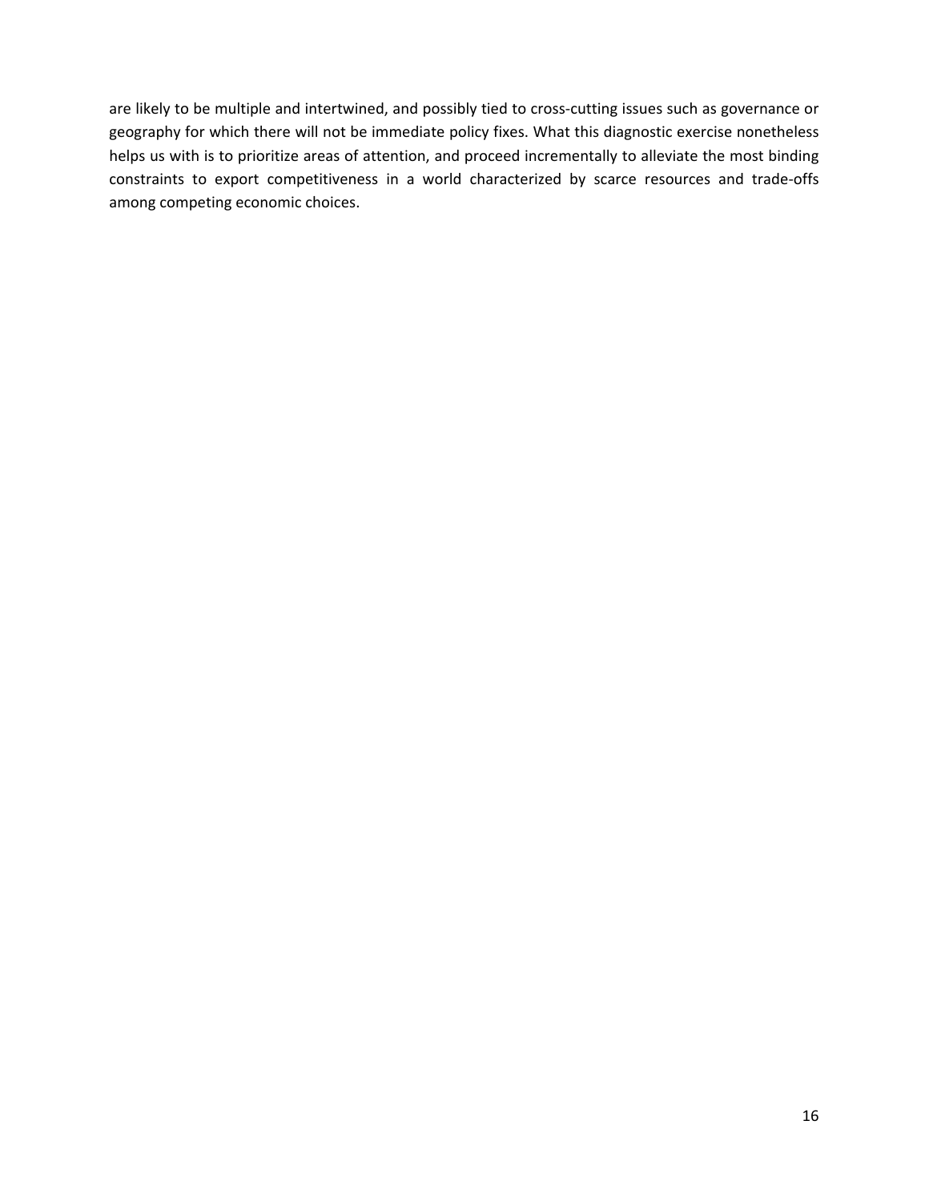are likely to be multiple and intertwined, and possibly tied to cross-cutting issues such as governance or geography for which there will not be immediate policy fixes. What this diagnostic exercise nonetheless helps us with is to prioritize areas of attention, and proceed incrementally to alleviate the most binding constraints to export competitiveness in a world characterized by scarce resources and trade-offs among competing economic choices.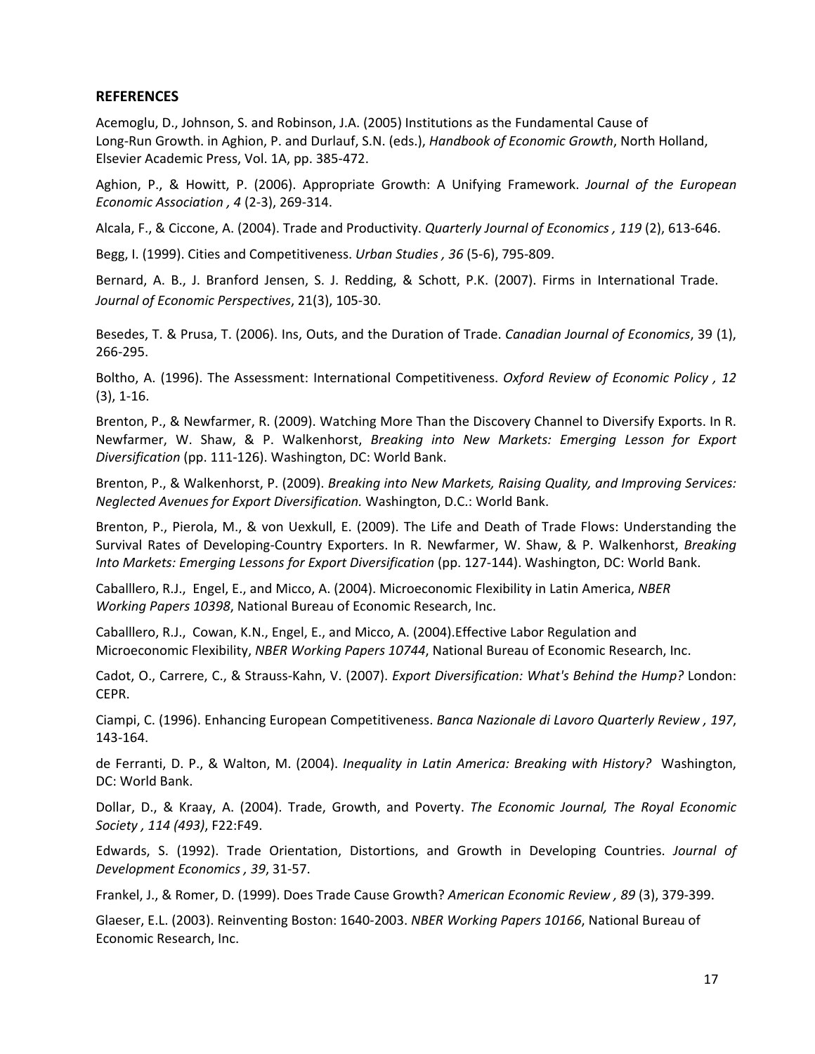## REFERENCES

Acemoglu, D., Johnson, S. and Robinson, J.A. (2005) Institutions as the Fundamental Cause of Long-Run Growth. in Aghion, P. and Durlauf, S.N. (eds.), *Handbook of Economic Growth*, North Holland, Elsevier Academic Press, Vol. 1A, pp. 385-472.

Aghion, P., & Howitt, P. (2006). Appropriate Growth: A Unifying Framework. *Journal of the European Economic Association , 4* (2-3), 269-314.

Alcala, F., & Ciccone, A. (2004). Trade and Productivity. *Quarterly Journal of Economics , 119* (2), 613-646.

Begg, I. (1999). Cities and Competitiveness. *Urban Studies , 36* (5-6), 795-809.

Bernard, A. B., J. Branford Jensen, S. J. Redding, & Schott, P.K. (2007). Firms in International Trade. *Journal of Economic Perspectives*, 21(3), 105-30.

Besedes, T. & Prusa, T. (2006). Ins, Outs, and the Duration of Trade. *Canadian Journal of Economics*, 39 (1), 266-295.

Boltho, A. (1996). The Assessment: International Competitiveness. *Oxford Review of Economic Policy , 12* (3), 1-16.

Brenton, P., & Newfarmer, R. (2009). Watching More Than the Discovery Channel to Diversify Exports. In R. Newfarmer, W. Shaw, & P. Walkenhorst, *Breaking into New Markets: Emerging Lesson for Export Diversification* (pp. 111-126). Washington, DC: World Bank.

Brenton, P., & Walkenhorst, P. (2009). *Breaking into New Markets, Raising Quality, and Improving Services: Neglected Avenues for Export Diversification.* Washington, D.C.: World Bank.

Brenton, P., Pierola, M., & von Uexkull, E. (2009). The Life and Death of Trade Flows: Understanding the Survival Rates of Developing-Country Exporters. In R. Newfarmer, W. Shaw, & P. Walkenhorst, *Breaking Into Markets: Emerging Lessons for Export Diversification* (pp. 127-144). Washington, DC: World Bank.

Caballlero, R.J., Engel, E., and Micco, A. (2004). Microeconomic Flexibility in Latin America, *NBER Working Papers 10398*, National Bureau of Economic Research, Inc.

Caballlero, R.J., Cowan, K.N., Engel, E., and Micco, A. (2004).Effective Labor Regulation and Microeconomic Flexibility, *NBER Working Papers 10744*, National Bureau of Economic Research, Inc.

Cadot, O., Carrere, C., & Strauss-Kahn, V. (2007). *Export Diversification: What's Behind the Hump?* London: CEPR.

Ciampi, C. (1996). Enhancing European Competitiveness. *Banca Nazionale di Lavoro Quarterly Review , 197*, 143-164.

de Ferranti, D. P., & Walton, M. (2004). *Inequality in Latin America: Breaking with History?* Washington, DC: World Bank.

Dollar, D., & Kraay, A. (2004). Trade, Growth, and Poverty. *The Economic Journal, The Royal Economic Society , 114 (493)*, F22:F49.

Edwards, S. (1992). Trade Orientation, Distortions, and Growth in Developing Countries. *Journal of Development Economics , 39*, 31-57.

Frankel, J., & Romer, D. (1999). Does Trade Cause Growth? *American Economic Review , 89* (3), 379-399.

Glaeser, E.L. (2003). Reinventing Boston: 1640-2003. *NBER Working Papers 10166*, National Bureau of Economic Research, Inc.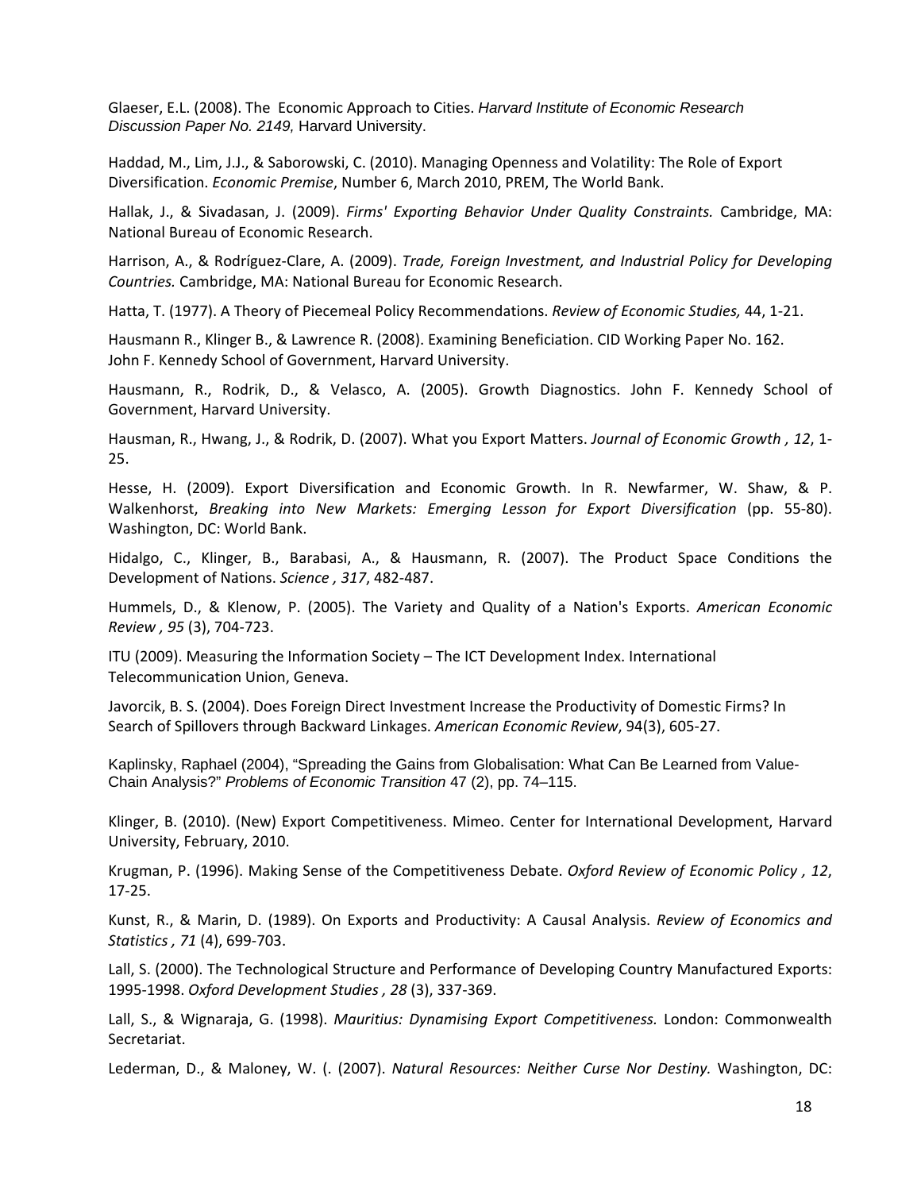Glaeser, E.L. (2008). The Economic Approach to Cities. *Harvard Institute of Economic Research Discussion Paper No. 2149*, Harvard University.

Haddad, M., Lim, J.J., & Saborowski, C. (2010). Managing Openness and Volatility: The Role of Export Diversification. *Economic Premise*, Number 6, March 2010, PREM, The World Bank.

Hallak, J., & Sivadasan, J. (2009). *Firms' Exporting Behavior Under Quality Constraints.* Cambridge, MA: National Bureau of Economic Research.

Harrison, A., & Rodríguez-Clare, A. (2009). *Trade, Foreign Investment, and Industrial Policy for Developing Countries.* Cambridge, MA: National Bureau for Economic Research.

Hatta, T. (1977). A Theory of Piecemeal Policy Recommendations. *Review of Economic Studies,* 44, 1-21.

Hausmann R., Klinger B., & Lawrence R. (2008). Examining Beneficiation. CID Working Paper No. 162. John F. Kennedy School of Government, Harvard University.

Hausmann, R., Rodrik, D., & Velasco, A. (2005). Growth Diagnostics. John F. Kennedy School of Government, Harvard University.

Hausman, R., Hwang, J., & Rodrik, D. (2007). What you Export Matters. *Journal of Economic Growth , 12*, 1-25.

Hesse, H. (2009). Export Diversification and Economic Growth. In R. Newfarmer, W. Shaw, & P. Walkenhorst, *Breaking into New Markets: Emerging Lesson for Export Diversification* (pp. 55-80). Washington, DC: World Bank.

Hidalgo, C., Klinger, B., Barabasi, A., & Hausmann, R. (2007). The Product Space Conditions the Development of Nations. *Science , 317*, 482-487.

Hummels, D., & Klenow, P. (2005). The Variety and Quality of a Nation's Exports. *American Economic Review , 95* (3), 704-723.

ITU (2009). Measuring the Information Society – The ICT Development Index. International Telecommunication Union, Geneva.

Javorcik, B. S. (2004). Does Foreign Direct Investment Increase the Productivity of Domestic Firms? In Search of Spillovers through Backward Linkages. *American Economic Review*, 94(3), 605-27.

Kaplinsky, Raphael (2004), "Spreading the Gains from Globalisation: What Can Be Learned from Value-Chain Analysis?" *Problems of Economic Transition* 47 (2), pp. 74–115.

Klinger, B. (2010). (New) Export Competitiveness. Mimeo. Center for International Development, Harvard University, February, 2010.

Krugman, P. (1996). Making Sense of the Competitiveness Debate. *Oxford Review of Economic Policy , 12*, 17-25.

Kunst, R., & Marin, D. (1989). On Exports and Productivity: A Causal Analysis. *Review of Economics and Statistics , 71* (4), 699-703.

Lall, S. (2000). The Technological Structure and Performance of Developing Country Manufactured Exports: 1995-1998. *Oxford Development Studies , 28* (3), 337-369.

Lall, S., & Wignaraja, G. (1998). *Mauritius: Dynamising Export Competitiveness.* London: Commonwealth Secretariat.

Lederman, D., & Maloney, W. (. (2007). *Natural Resources: Neither Curse Nor Destiny.* Washington, DC: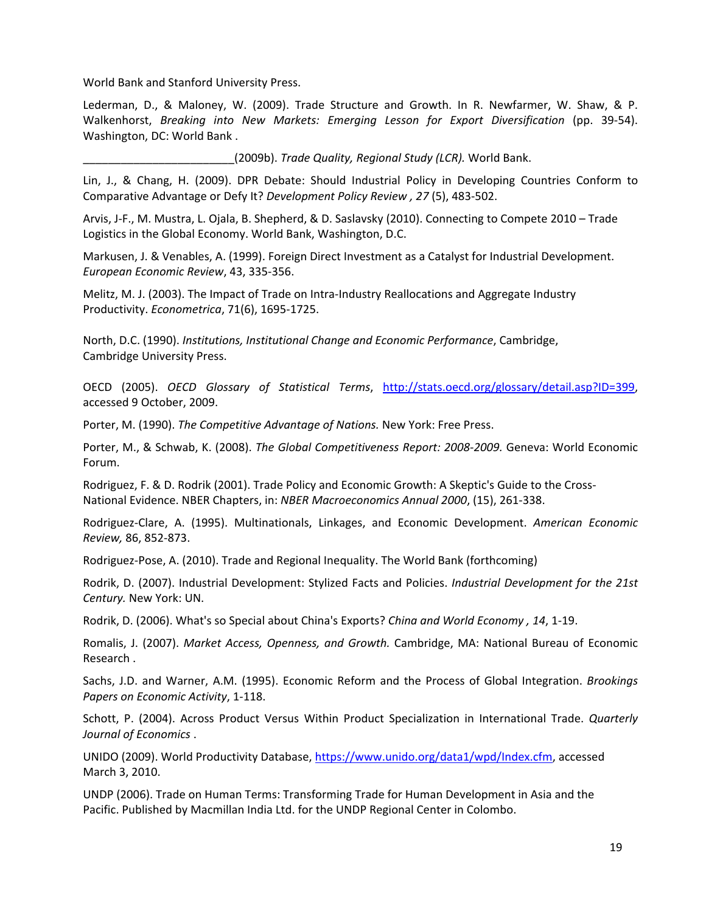World Bank and Stanford University Press.

Lederman, D., & Maloney, W. (2009). Trade Structure and Growth. In R. Newfarmer, W. Shaw, & P. Walkenhorst, *Breaking into New Markets: Emerging Lesson for Export Diversification* (pp. 39-54). Washington, DC: World Bank .

________________________(2009b). *Trade Quality, Regional Study (LCR).* World Bank.

Lin, J., & Chang, H. (2009). DPR Debate: Should Industrial Policy in Developing Countries Conform to Comparative Advantage or Defy It? *Development Policy Review , 27* (5), 483-502.

Arvis, J-F., M. Mustra, L. Ojala, B. Shepherd, & D. Saslavsky (2010). Connecting to Compete 2010 – Trade Logistics in the Global Economy. World Bank, Washington, D.C.

Markusen, J. & Venables, A. (1999). Foreign Direct Investment as a Catalyst for Industrial Development. *European Economic Review*, 43, 335-356.

Melitz, M. J. (2003). The Impact of Trade on Intra-Industry Reallocations and Aggregate Industry Productivity. *Econometrica*, 71(6), 1695-1725.

North, D.C. (1990). *Institutions, Institutional Change and Economic Performance*, Cambridge, Cambridge University Press.

OECD (2005). *OECD Glossary of Statistical Terms*, http://stats.oecd.org/glossary/detail.asp?ID=399, accessed 9 October, 2009.

Porter, M. (1990). *The Competitive Advantage of Nations.* New York: Free Press.

Porter, M., & Schwab, K. (2008). *The Global Competitiveness Report: 2008-2009.* Geneva: World Economic Forum.

Rodriguez, F. & D. Rodrik (2001). Trade Policy and Economic Growth: A Skeptic's Guide to the Cross-National Evidence. NBER Chapters, in: *NBER Macroeconomics Annual 2000*, (15), 261-338.

Rodriguez-Clare, A. (1995). Multinationals, Linkages, and Economic Development. *American Economic Review,* 86, 852-873.

Rodriguez-Pose, A. (2010). Trade and Regional Inequality. The World Bank (forthcoming)

Rodrik, D. (2007). Industrial Development: Stylized Facts and Policies. *Industrial Development for the 21st Century.* New York: UN.

Rodrik, D. (2006). What's so Special about China's Exports? *China and World Economy , 14*, 1-19.

Romalis, J. (2007). *Market Access, Openness, and Growth.* Cambridge, MA: National Bureau of Economic Research .

Sachs, J.D. and Warner, A.M. (1995). Economic Reform and the Process of Global Integration. *Brookings Papers on Economic Activity*, 1-118.

Schott, P. (2004). Across Product Versus Within Product Specialization in International Trade. *Quarterly Journal of Economics* .

UNIDO (2009). World Productivity Database, https://www.unido.org/data1/wpd/Index.cfm, accessed March 3, 2010.

UNDP (2006). Trade on Human Terms: Transforming Trade for Human Development in Asia and the Pacific. Published by Macmillan India Ltd. for the UNDP Regional Center in Colombo.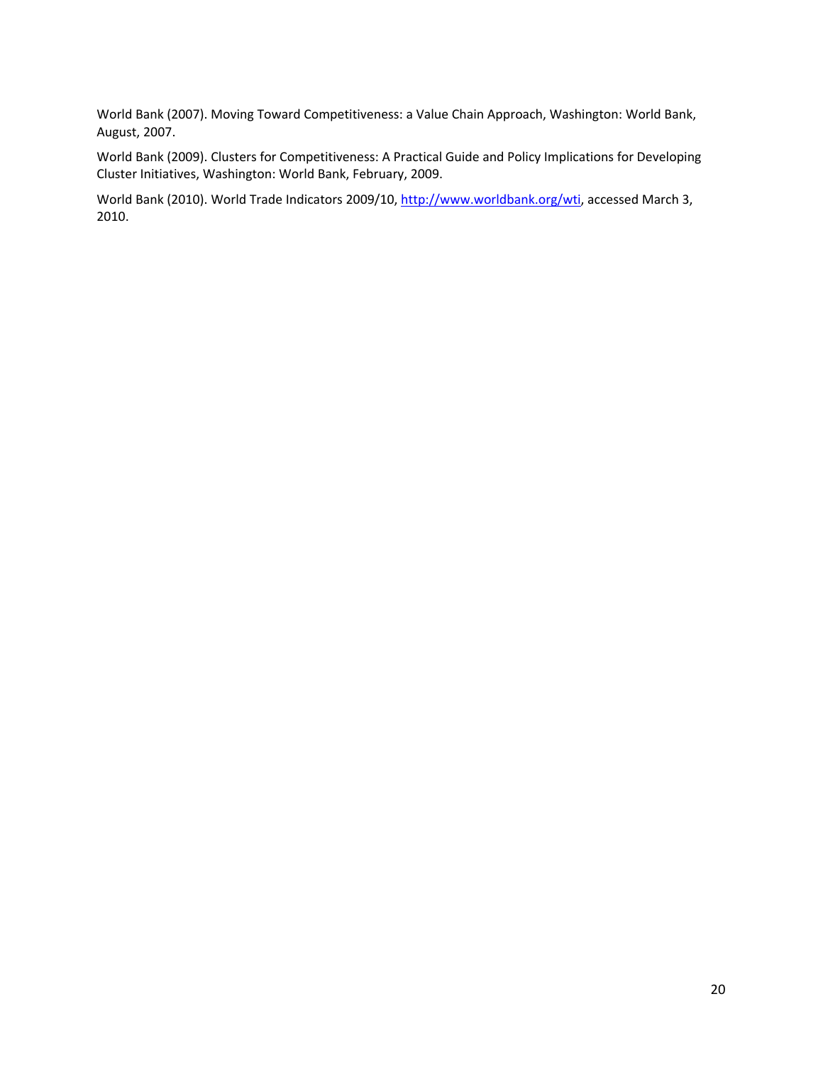World Bank (2007). Moving Toward Competitiveness: a Value Chain Approach, Washington: World Bank, August, 2007.

World Bank (2009). Clusters for Competitiveness: A Practical Guide and Policy Implications for Developing Cluster Initiatives, Washington: World Bank, February, 2009.

World Bank (2010). World Trade Indicators 2009/10, http://www.worldbank.org/wti, accessed March 3, 2010.